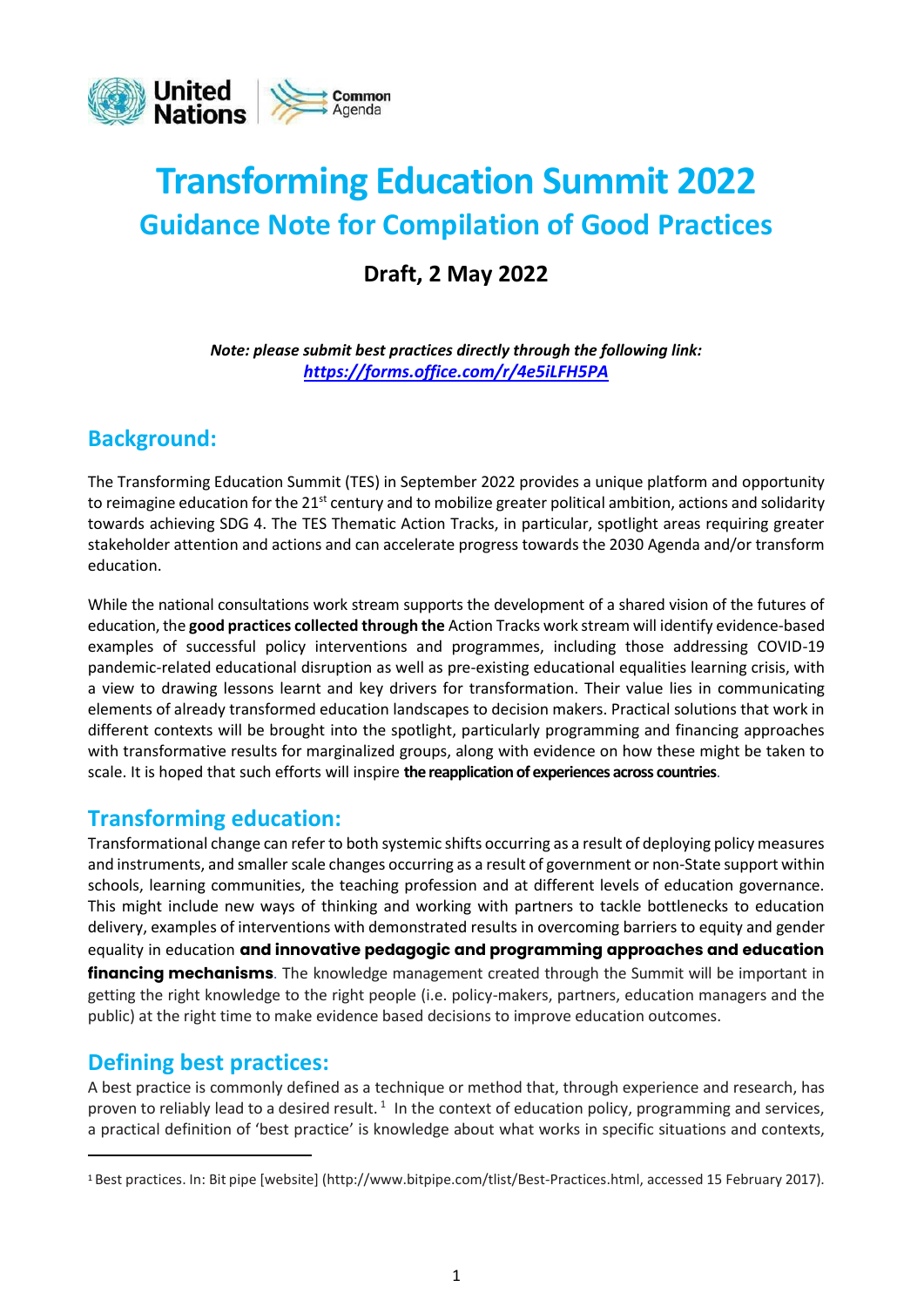# Transforming Education Summit 2022

## Guidance Note for Compilation of Good Practices

### Draft, 2 May 2022

***Note: please submit best practices directly through the following link:***
***https://forms.office.com/r/4e5iLFH5PA***

## Background:

The Transforming Education Summit (TES) in September 2022 provides a unique platform and opportunity to reimagine education for the 21st century and to mobilize greater political ambition, actions and solidarity towards achieving SDG 4. The TES Thematic Action Tracks, in particular, spotlight areas requiring greater stakeholder attention and actions and can accelerate progress towards the 2030 Agenda and/or transform education.

While the national consultations work stream supports the development of a shared vision of the futures of education, the **good practices collected through the** Action Tracks work stream will identify evidence-based examples of successful policy interventions and programmes, including those addressing COVID-19 pandemic-related educational disruption as well as pre-existing educational equalities learning crisis, with a view to drawing lessons learnt and key drivers for transformation. Their value lies in communicating elements of already transformed education landscapes to decision makers. Practical solutions that work in different contexts will be brought into the spotlight, particularly programming and financing approaches with transformative results for marginalized groups, along with evidence on how these might be taken to scale. It is hoped that such efforts will inspire **the reapplication of experiences across countries**.

## Transforming education:

Transformational change can refer to both systemic shifts occurring as a result of deploying policy measures and instruments, and smaller scale changes occurring as a result of government or non-State support within schools, learning communities, the teaching profession and at different levels of education governance. This might include new ways of thinking and working with partners to tackle bottlenecks to education delivery, examples of interventions with demonstrated results in overcoming barriers to equity and gender equality in education **and innovative pedagogic and programming approaches and education financing mechanisms**. The knowledge management created through the Summit will be important in getting the right knowledge to the right people (i.e. policy-makers, partners, education managers and the public) at the right time to make evidence based decisions to improve education outcomes.

## Defining best practices:

A best practice is commonly defined as a technique or method that, through experience and research, has proven to reliably lead to a desired result. [1] In the context of education policy, programming and services, a practical definition of 'best practice' is knowledge about what works in specific situations and contexts,

---

[1] Best practices. In: Bit pipe [website] (http://www.bitpipe.com/tlist/Best-Practices.html, accessed 15 February 2017).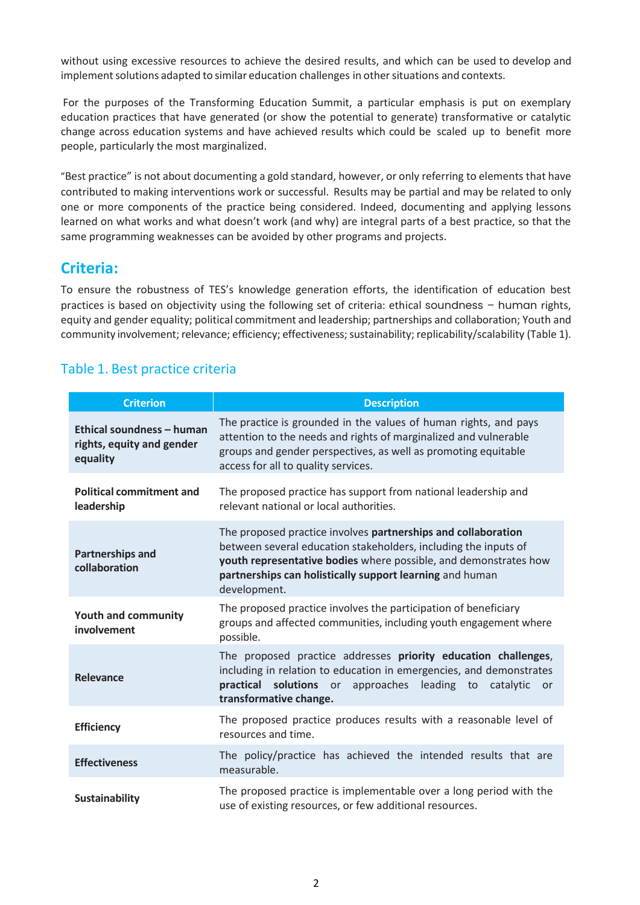without using excessive resources to achieve the desired results, and which can be used to develop and implement solutions adapted to similar education challenges in other situations and contexts.

For the purposes of the Transforming Education Summit, a particular emphasis is put on exemplary education practices that have generated (or show the potential to generate) transformative or catalytic change across education systems and have achieved results which could be scaled up to benefit more people, particularly the most marginalized.

"Best practice" is not about documenting a gold standard, however, or only referring to elements that have contributed to making interventions work or successful. Results may be partial and may be related to only one or more components of the practice being considered. Indeed, documenting and applying lessons learned on what works and what doesn't work (and why) are integral parts of a best practice, so that the same programming weaknesses can be avoided by other programs and projects.

## Criteria:

To ensure the robustness of TES's knowledge generation efforts, the identification of education best practices is based on objectivity using the following set of criteria: ethical soundness – human rights, equity and gender equality; political commitment and leadership; partnerships and collaboration; Youth and community involvement; relevance; efficiency; effectiveness; sustainability; replicability/scalability (Table 1).

### Table 1. Best practice criteria

| Criterion | Description |
| --- | --- |
| **Ethical soundness – human rights, equity and gender equality** | The practice is grounded in the values of human rights, and pays attention to the needs and rights of marginalized and vulnerable groups and gender perspectives, as well as promoting equitable access for all to quality services. |
| **Political commitment and leadership** | The proposed practice has support from national leadership and relevant national or local authorities. |
| **Partnerships and collaboration** | The proposed practice involves **partnerships and collaboration** between several education stakeholders, including the inputs of **youth representative bodies** where possible, and demonstrates how **partnerships can holistically support learning** and human development. |
| **Youth and community involvement** | The proposed practice involves the participation of beneficiary groups and affected communities, including youth engagement where possible. |
| **Relevance** | The proposed practice addresses **priority education challenges**, including in relation to education in emergencies, and demonstrates **practical solutions** or approaches leading to catalytic or **transformative change.** |
| **Efficiency** | The proposed practice produces results with a reasonable level of resources and time. |
| **Effectiveness** | The policy/practice has achieved the intended results that are measurable. |
| **Sustainability** | The proposed practice is implementable over a long period with the use of existing resources, or few additional resources. |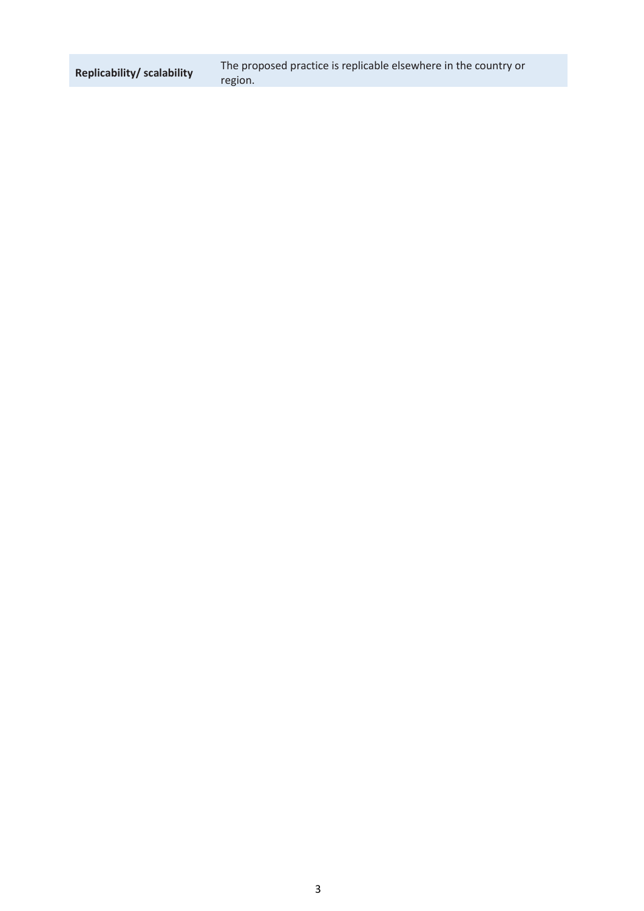| | |
|---|---|
| **Replicability/ scalability** | The proposed practice is replicable elsewhere in the country or region. |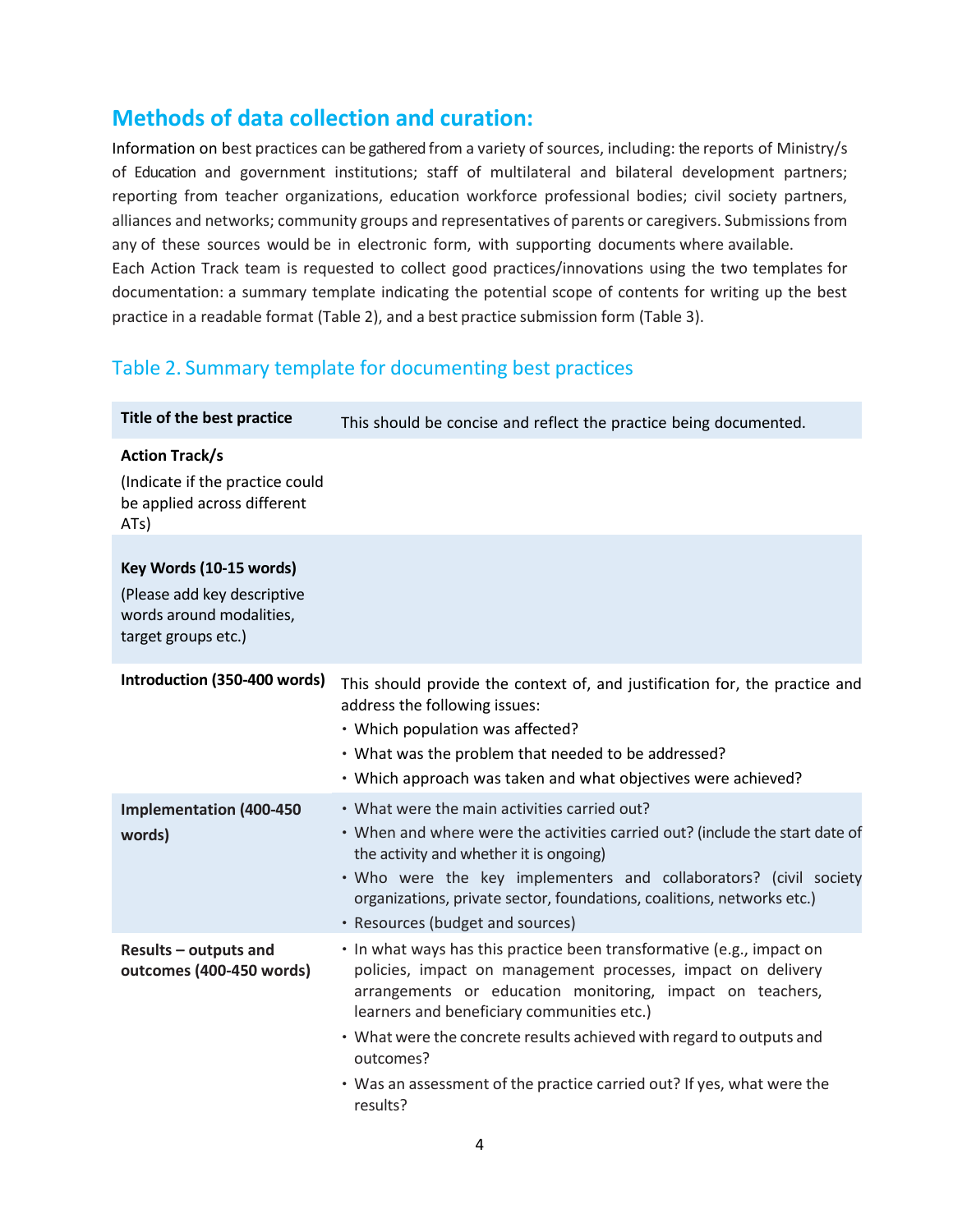## Methods of data collection and curation:

Information on best practices can be gathered from a variety of sources, including: the reports of Ministry/s of Education and government institutions; staff of multilateral and bilateral development partners; reporting from teacher organizations, education workforce professional bodies; civil society partners, alliances and networks; community groups and representatives of parents or caregivers. Submissions from any of these sources would be in electronic form, with supporting documents where available.
Each Action Track team is requested to collect good practices/innovations using the two templates for documentation: a summary template indicating the potential scope of contents for writing up the best practice in a readable format (Table 2), and a best practice submission form (Table 3).

### Table 2. Summary template for documenting best practices

| **Title of the best practice** | This should be concise and reflect the practice being documented. |
|---|---|
| **Action Track/s**<br>(Indicate if the practice could be applied across different ATs) | |
| **Key Words (10-15 words)**<br>(Please add key descriptive words around modalities, target groups etc.) | |
| **Introduction (350-400 words)** | This should provide the context of, and justification for, the practice and address the following issues:<br>• Which population was affected?<br>• What was the problem that needed to be addressed?<br>• Which approach was taken and what objectives were achieved? |
| **Implementation (400-450 words)** | • What were the main activities carried out?<br>• When and where were the activities carried out? (include the start date of the activity and whether it is ongoing)<br>• Who were the key implementers and collaborators? (civil society organizations, private sector, foundations, coalitions, networks etc.)<br>• Resources (budget and sources) |
| **Results – outputs and outcomes (400-450 words)** | • In what ways has this practice been transformative (e.g., impact on policies, impact on management processes, impact on delivery arrangements or education monitoring, impact on teachers, learners and beneficiary communities etc.)<br>• What were the concrete results achieved with regard to outputs and outcomes?<br>• Was an assessment of the practice carried out? If yes, what were the results? |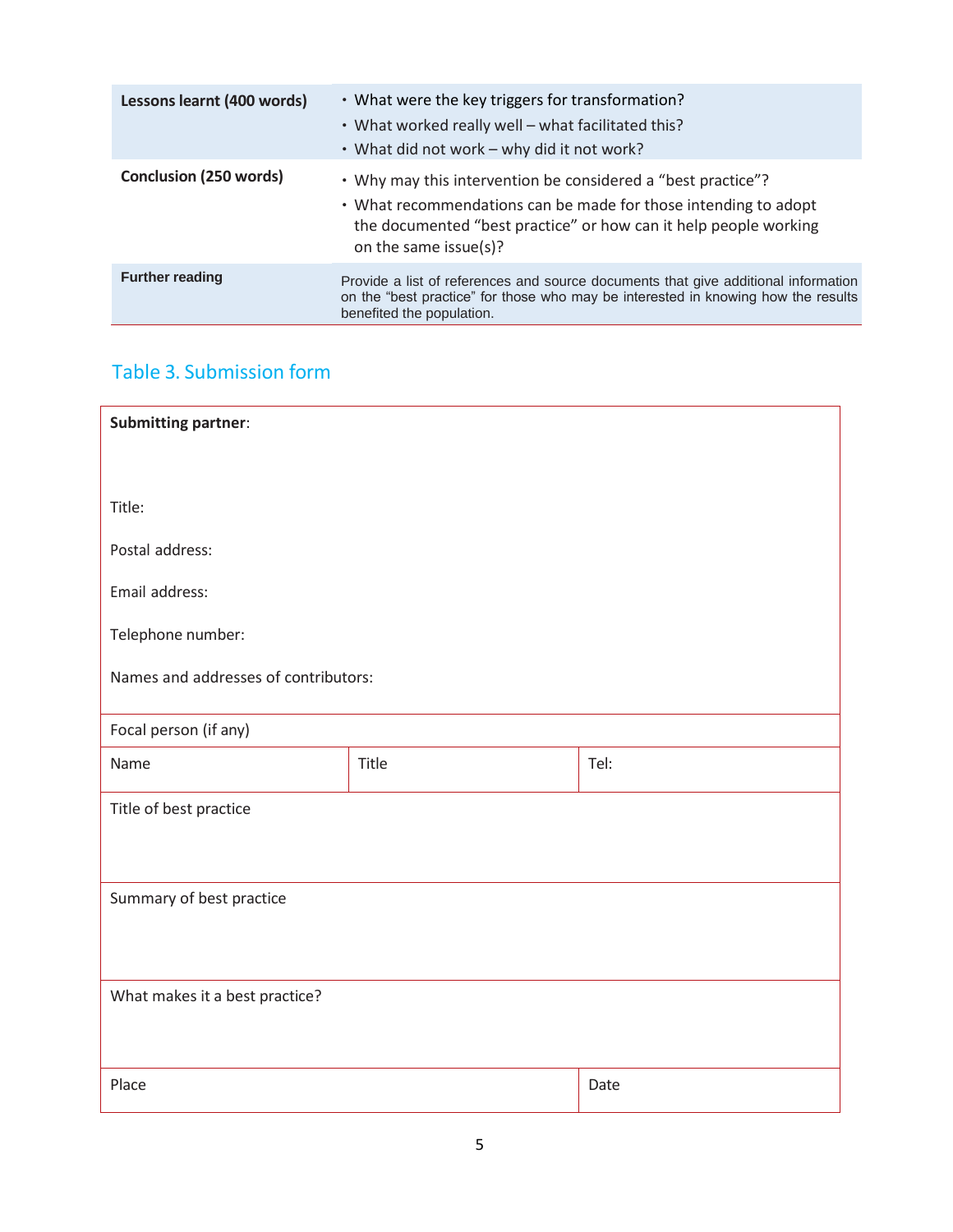| | |
|---|---|
| **Lessons learnt (400 words)** | • What were the key triggers for transformation?<br>• What worked really well – what facilitated this?<br>• What did not work – why did it not work? |
| **Conclusion (250 words)** | • Why may this intervention be considered a “best practice”?<br>• What recommendations can be made for those intending to adopt the documented “best practice” or how can it help people working on the same issue(s)? |
| **Further reading** | Provide a list of references and source documents that give additional information on the “best practice” for those who may be interested in knowing how the results benefited the population. |

## Table 3. Submission form

| | | |
|---|---|---|
| **Submitting partner**:<br><br>Title:<br><br>Postal address:<br><br>Email address:<br><br>Telephone number:<br><br>Names and addresses of contributors: | | |
| Focal person (if any) | | |
| Name | Title | Tel: |
| Title of best practice | | |
| Summary of best practice | | |
| What makes it a best practice? | | |
| Place | | Date |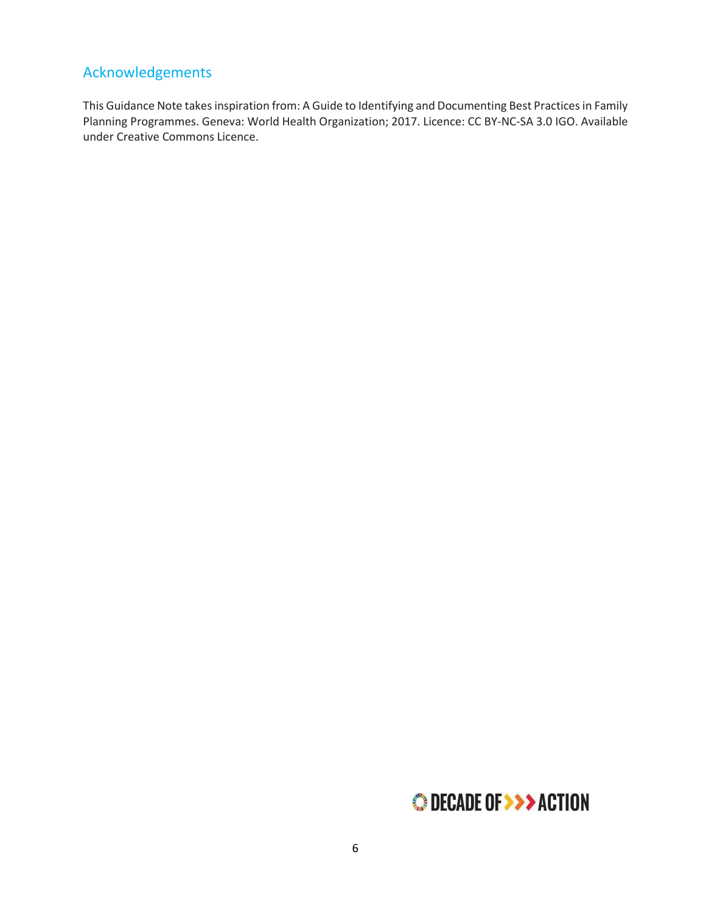## Acknowledgements

This Guidance Note takes inspiration from: A Guide to Identifying and Documenting Best Practices in Family Planning Programmes. Geneva: World Health Organization; 2017. Licence: CC BY-NC-SA 3.0 IGO. Available under Creative Commons Licence.